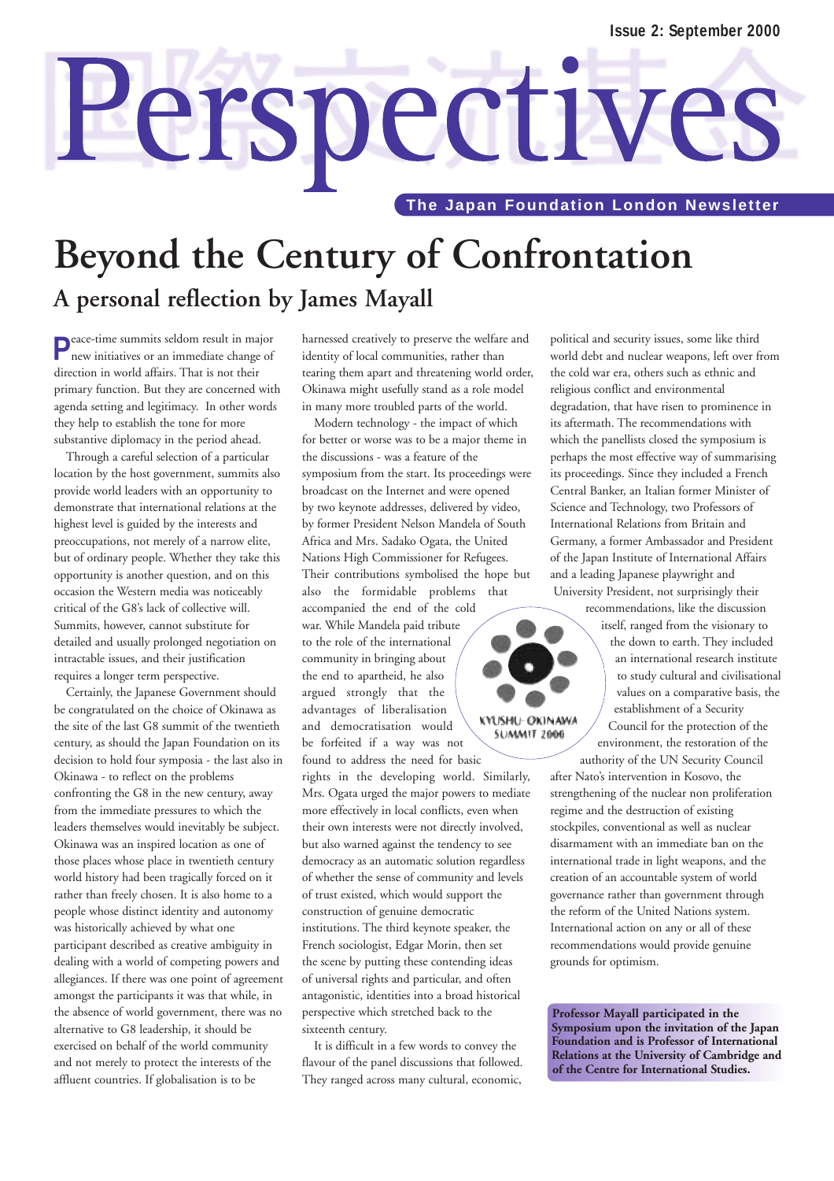Issue 2: September 2000

# Perspectives

**The Japan Foundation London Newsletter**

# Beyond the Century of Confrontation

## A personal reflection by James Mayall

Peace-time summits seldom result in major new initiatives or an immediate change of direction in world affairs. That is not their primary function. But they are concerned with agenda setting and legitimacy. In other words they help to establish the tone for more substantive diplomacy in the period ahead.

Through a careful selection of a particular location by the host government, summits also provide world leaders with an opportunity to demonstrate that international relations at the highest level is guided by the interests and preoccupations, not merely of a narrow elite, but of ordinary people. Whether they take this opportunity is another question, and on this occasion the Western media was noticeably critical of the G8's lack of collective will. Summits, however, cannot substitute for detailed and usually prolonged negotiation on intractable issues, and their justification requires a longer term perspective.

Certainly, the Japanese Government should be congratulated on the choice of Okinawa as the site of the last G8 summit of the twentieth century, as should the Japan Foundation on its decision to hold four symposia - the last also in Okinawa - to reflect on the problems confronting the G8 in the new century, away from the immediate pressures to which the leaders themselves would inevitably be subject. Okinawa was an inspired location as one of those places whose place in twentieth century world history had been tragically forced on it rather than freely chosen. It is also home to a people whose distinct identity and autonomy was historically achieved by what one participant described as creative ambiguity in dealing with a world of competing powers and allegiances. If there was one point of agreement amongst the participants it was that while, in the absence of world government, there was no alternative to G8 leadership, it should be exercised on behalf of the world community and not merely to protect the interests of the affluent countries. If globalisation is to be harnessed creatively to preserve the welfare and identity of local communities, rather than tearing them apart and threatening world order, Okinawa might usefully stand as a role model in many more troubled parts of the world.

Modern technology - the impact of which for better or worse was to be a major theme in the discussions - was a feature of the symposium from the start. Its proceedings were broadcast on the Internet and were opened by two keynote addresses, delivered by video, by former President Nelson Mandela of South Africa and Mrs. Sadako Ogata, the United Nations High Commissioner for Refugees. Their contributions symbolised the hope but also the formidable problems that accompanied the end of the cold war. While Mandela paid tribute to the role of the international community in bringing about the end to apartheid, he also argued strongly that the advantages of liberalisation and democratisation would be forfeited if a way was not found to address the need for basic rights in the developing world. Similarly, Mrs. Ogata urged the major powers to mediate more effectively in local conflicts, even when their own interests were not directly involved, but also warned against the tendency to see democracy as an automatic solution regardless of whether the sense of community and levels of trust existed, which would support the construction of genuine democratic institutions. The third keynote speaker, the French sociologist, Edgar Morin, then set the scene by putting these contending ideas of universal rights and particular, and often antagonistic, identities into a broad historical perspective which stretched back to the sixteenth century.

It is difficult in a few words to convey the flavour of the panel discussions that followed. They ranged across many cultural, economic, political and security issues, some like third world debt and nuclear weapons, left over from the cold war era, others such as ethnic and religious conflict and environmental degradation, that have risen to prominence in its aftermath. The recommendations with which the panellists closed the symposium is perhaps the most effective way of summarising its proceedings. Since they included a French Central Banker, an Italian former Minister of Science and Technology, two Professors of International Relations from Britain and Germany, a former Ambassador and President of the Japan Institute of International Affairs and a leading Japanese playwright and University President, not surprisingly their recommendations, like the discussion itself, ranged from the visionary to the down to earth. They included an international research institute to study cultural and civilisational values on a comparative basis, the establishment of a Security Council for the protection of the environment, the restoration of the authority of the UN Security Council after Nato's intervention in Kosovo, the strengthening of the nuclear non proliferation regime and the destruction of existing stockpiles, conventional as well as nuclear disarmament with an immediate ban on the international trade in light weapons, and the creation of an accountable system of world governance rather than government through the reform of the United Nations system. International action on any or all of these recommendations would provide genuine grounds for optimism.

KYUSHU-OKINAWA SUMMIT 2000

**Professor Mayall participated in the Symposium upon the invitation of the Japan Foundation and is Professor of International Relations at the University of Cambridge and of the Centre for International Studies.**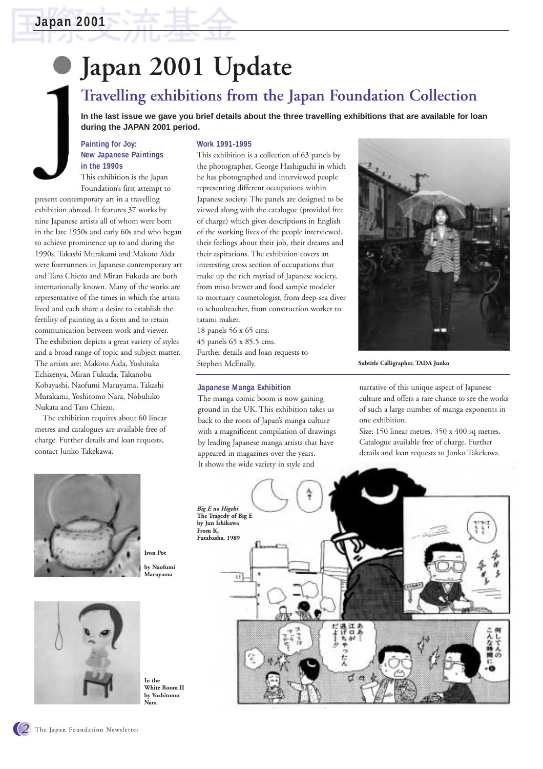# Japan 2001 Update

## Travelling exhibitions from the Japan Foundation Collection

**In the last issue we gave you brief details about the three travelling exhibitions that are available for loan during the JAPAN 2001 period.**

### Painting for Joy: New Japanese Paintings in the 1990s

This exhibition is the Japan Foundation's first attempt to present contemporary art in a travelling exhibition abroad. It features 37 works by nine Japanese artists all of whom were born in the late 1950s and early 60s and who began to achieve prominence up to and during the 1990s. Takashi Murakami and Makoto Aida were forerunners in Japanese contemporary art and Taro Chiezo and Miran Fukuda are both internationally known. Many of the works are representative of the times in which the artists lived and each share a desire to establish the fertility of painting as a form and to retain communication between work and viewer. The exhibition depicts a great variety of styles and a broad range of topic and subject matter. The artists are: Makoto Aida, Yoshitaka Echizenya, Miran Fukuda, Takanobu Kobayashi, Naofumi Maruyama, Takashi Murakami, Yoshitomo Nara, Nobuhiko Nukata and Taro Chiezo.

The exhibition requires about 60 linear metres and catalogues are available free of charge. Further details and loan requests, contact Junko Takekawa.

Iron Pot by Naofumi Maruyama

In the White Room II by Yoshitomo Nara

### Work 1991-1995

This exhibition is a collection of 63 panels by the photographer, George Hashiguchi in which he has photographed and interviewed people representing different occupations within Japanese society. The panels are designed to be viewed along with the catalogue (provided free of charge) which gives descriptions in English of the working lives of the people interviewed, their feelings about their job, their dreams and their aspirations. The exhibition covers an interesting cross section of occupations that make up the rich myriad of Japanese society, from miso brewer and food sample modeler to mortuary cosmetologist, from deep-sea diver to schoolteacher, from construction worker to tatami maker.

18 panels 56 x 65 cms.
45 panels 65 x 85.5 cms.
Further details and loan requests to Stephen McEnally.

Subtitle Calligrapher, TADA Junko

### Japanese Manga Exhibition

The manga comic boom is now gaining ground in the UK. This exhibition takes us back to the roots of Japan's manga culture with a magnificent compilation of drawings by leading Japanese manga artists that have appeared in magazines over the years. It shows the wide variety in style and narrative of this unique aspect of Japanese culture and offers a rare chance to see the works of such a large number of manga exponents in one exhibition.

Size: 150 linear metres. 350 x 400 sq metres.
Catalogue available free of charge. Further details and loan requests to Junko Takekawa.

*Big E no Higeki*
**The Tragedy of Big E by Jun Ishikawa From K, Futabasha, 1989**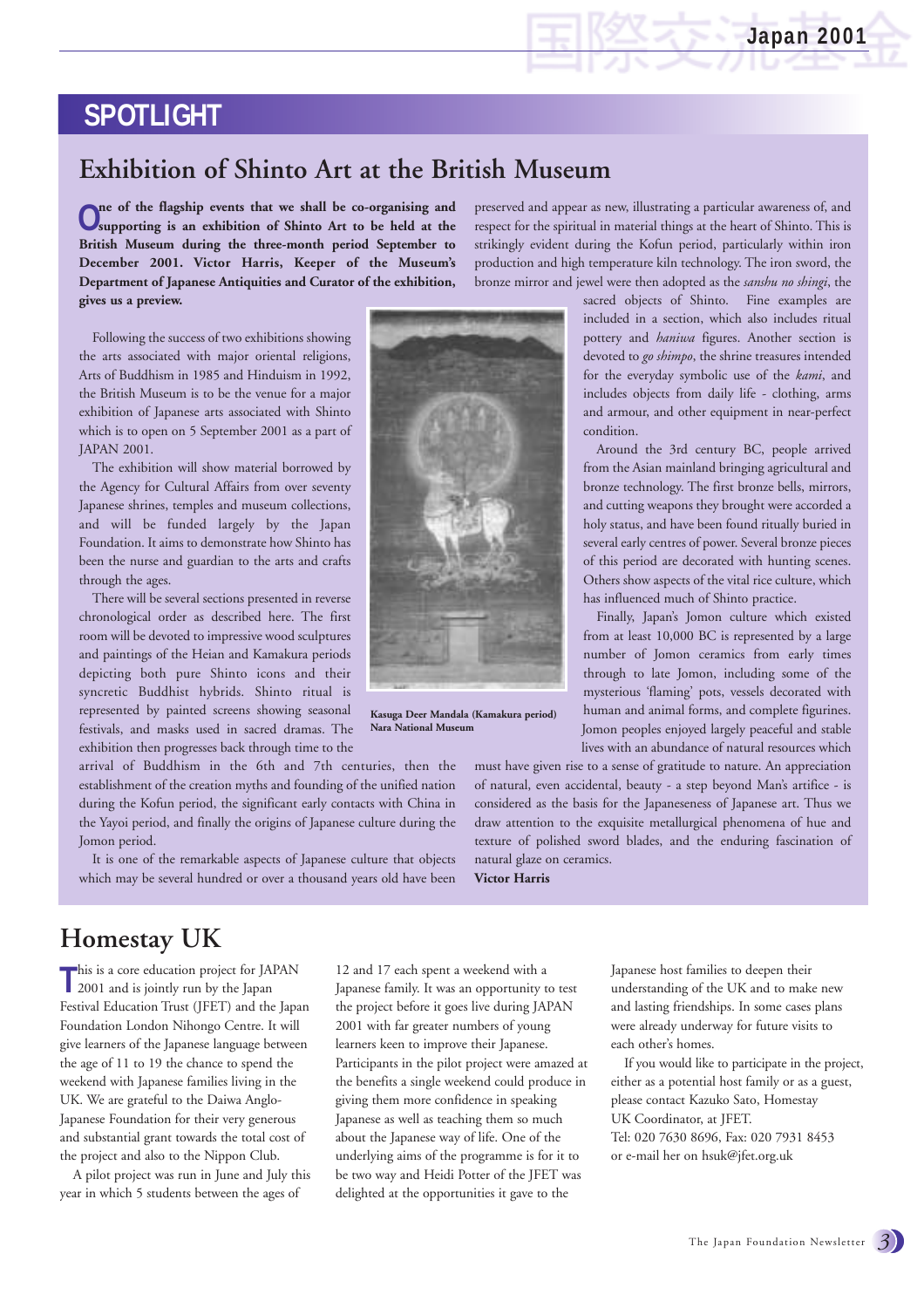## SPOTLIGHT

# Exhibition of Shinto Art at the British Museum

**One of the flagship events that we shall be co-organising and supporting is an exhibition of Shinto Art to be held at the British Museum during the three-month period September to December 2001. Victor Harris, Keeper of the Museum's Department of Japanese Antiquities and Curator of the exhibition, gives us a preview.**

Following the success of two exhibitions showing the arts associated with major oriental religions, Arts of Buddhism in 1985 and Hinduism in 1992, the British Museum is to be the venue for a major exhibition of Japanese arts associated with Shinto which is to open on 5 September 2001 as a part of JAPAN 2001.

The exhibition will show material borrowed by the Agency for Cultural Affairs from over seventy Japanese shrines, temples and museum collections, and will be funded largely by the Japan Foundation. It aims to demonstrate how Shinto has been the nurse and guardian to the arts and crafts through the ages.

There will be several sections presented in reverse chronological order as described here. The first room will be devoted to impressive wood sculptures and paintings of the Heian and Kamakura periods depicting both pure Shinto icons and their syncretic Buddhist hybrids. Shinto ritual is represented by painted screens showing seasonal festivals, and masks used in sacred dramas. The exhibition then progresses back through time to the arrival of Buddhism in the 6th and 7th centuries, then the establishment of the creation myths and founding of the unified nation during the Kofun period, the significant early contacts with China in the Yayoi period, and finally the origins of Japanese culture during the Jomon period.

**Kasuga Deer Mandala (Kamakura period) Nara National Museum**

It is one of the remarkable aspects of Japanese culture that objects which may be several hundred or over a thousand years old have been preserved and appear as new, illustrating a particular awareness of, and respect for the spiritual in material things at the heart of Shinto. This is strikingly evident during the Kofun period, particularly within iron production and high temperature kiln technology. The iron sword, the bronze mirror and jewel were then adopted as the *sanshu no shingi*, the sacred objects of Shinto. Fine examples are included in a section, which also includes ritual pottery and *haniwa* figures. Another section is devoted to *go shimpo*, the shrine treasures intended for the everyday symbolic use of the *kami*, and includes objects from daily life - clothing, arms and armour, and other equipment in near-perfect condition.

Around the 3rd century BC, people arrived from the Asian mainland bringing agricultural and bronze technology. The first bronze bells, mirrors, and cutting weapons they brought were accorded a holy status, and have been found ritually buried in several early centres of power. Several bronze pieces of this period are decorated with hunting scenes. Others show aspects of the vital rice culture, which has influenced much of Shinto practice.

Finally, Japan's Jomon culture which existed from at least 10,000 BC is represented by a large number of Jomon ceramics from early times through to late Jomon, including some of the mysterious 'flaming' pots, vessels decorated with human and animal forms, and complete figurines. Jomon peoples enjoyed largely peaceful and stable lives with an abundance of natural resources which must have given rise to a sense of gratitude to nature. An appreciation of natural, even accidental, beauty - a step beyond Man's artifice - is considered as the basis for the Japaneseness of Japanese art. Thus we draw attention to the exquisite metallurgical phenomena of hue and texture of polished sword blades, and the enduring fascination of natural glaze on ceramics.

**Victor Harris**

# Homestay UK

This is a core education project for JAPAN 2001 and is jointly run by the Japan Festival Education Trust (JFET) and the Japan Foundation London Nihongo Centre. It will give learners of the Japanese language between the age of 11 to 19 the chance to spend the weekend with Japanese families living in the UK. We are grateful to the Daiwa Anglo-Japanese Foundation for their very generous and substantial grant towards the total cost of the project and also to the Nippon Club.

A pilot project was run in June and July this year in which 5 students between the ages of 12 and 17 each spent a weekend with a Japanese family. It was an opportunity to test the project before it goes live during JAPAN 2001 with far greater numbers of young learners keen to improve their Japanese. Participants in the pilot project were amazed at the benefits a single weekend could produce in giving them more confidence in speaking Japanese as well as teaching them so much about the Japanese way of life. One of the underlying aims of the programme is for it to be two way and Heidi Potter of the JFET was delighted at the opportunities it gave to the Japanese host families to deepen their understanding of the UK and to make new and lasting friendships. In some cases plans were already underway for future visits to each other's homes.

If you would like to participate in the project, either as a potential host family or as a guest, please contact Kazuko Sato, Homestay UK Coordinator, at JFET.
Tel: 020 7630 8696, Fax: 020 7931 8453
or e-mail her on hsuk@jfet.org.uk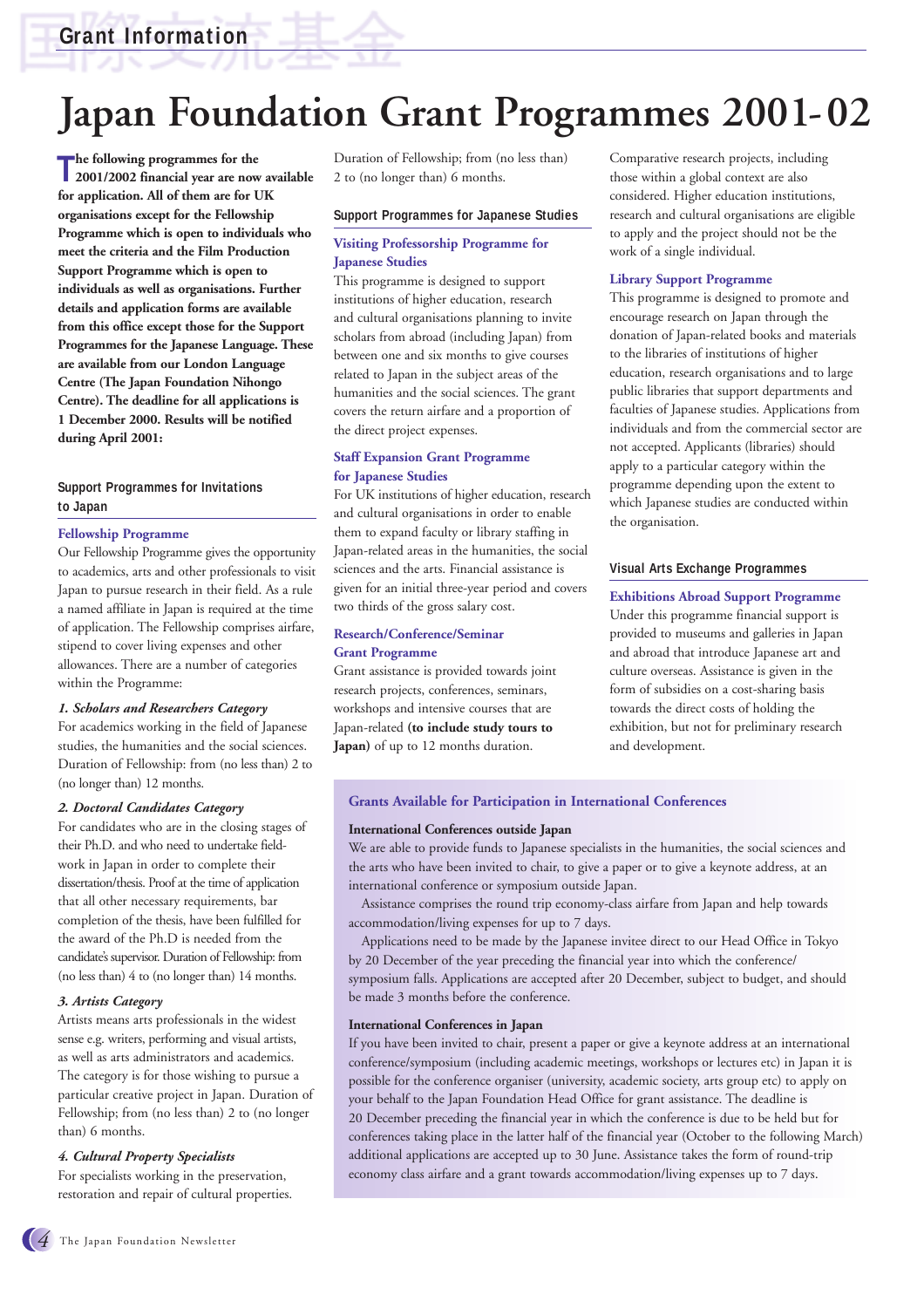# Japan Foundation Grant Programmes 2001-02

**The following programmes for the 2001/2002 financial year are now available for application. All of them are for UK organisations except for the Fellowship Programme which is open to individuals who meet the criteria and the Film Production Support Programme which is open to individuals as well as organisations. Further details and application forms are available from this office except those for the Support Programmes for the Japanese Language. These are available from our London Language Centre (The Japan Foundation Nihongo Centre). The deadline for all applications is 1 December 2000. Results will be notified during April 2001:**

## Support Programmes for Invitations to Japan

### Fellowship Programme

Our Fellowship Programme gives the opportunity to academics, arts and other professionals to visit Japan to pursue research in their field. As a rule a named affiliate in Japan is required at the time of application. The Fellowship comprises airfare, stipend to cover living expenses and other allowances. There are a number of categories within the Programme:

***1. Scholars and Researchers Category***

For academics working in the field of Japanese studies, the humanities and the social sciences. Duration of Fellowship: from (no less than) 2 to (no longer than) 12 months.

***2. Doctoral Candidates Category***

For candidates who are in the closing stages of their Ph.D. and who need to undertake field-work in Japan in order to complete their dissertation/thesis. Proof at the time of application that all other necessary requirements, bar completion of the thesis, have been fulfilled for the award of the Ph.D is needed from the candidate's supervisor. Duration of Fellowship: from (no less than) 4 to (no longer than) 14 months.

***3. Artists Category***

Artists means arts professionals in the widest sense e.g. writers, performing and visual artists, as well as arts administrators and academics. The category is for those wishing to pursue a particular creative project in Japan. Duration of Fellowship; from (no less than) 2 to (no longer than) 6 months.

***4. Cultural Property Specialists***

For specialists working in the preservation, restoration and repair of cultural properties. Duration of Fellowship; from (no less than) 2 to (no longer than) 6 months.

## Support Programmes for Japanese Studies

### Visiting Professorship Programme for Japanese Studies

This programme is designed to support institutions of higher education, research and cultural organisations planning to invite scholars from abroad (including Japan) from between one and six months to give courses related to Japan in the subject areas of the humanities and the social sciences. The grant covers the return airfare and a proportion of the direct project expenses.

### Staff Expansion Grant Programme for Japanese Studies

For UK institutions of higher education, research and cultural organisations in order to enable them to expand faculty or library staffing in Japan-related areas in the humanities, the social sciences and the arts. Financial assistance is given for an initial three-year period and covers two thirds of the gross salary cost.

### Research/Conference/Seminar Grant Programme

Grant assistance is provided towards joint research projects, conferences, seminars, workshops and intensive courses that are Japan-related **(to include study tours to Japan)** of up to 12 months duration.

Comparative research projects, including those within a global context are also considered. Higher education institutions, research and cultural organisations are eligible to apply and the project should not be the work of a single individual.

### Library Support Programme

This programme is designed to promote and encourage research on Japan through the donation of Japan-related books and materials to the libraries of institutions of higher education, research organisations and to large public libraries that support departments and faculties of Japanese studies. Applications from individuals and from the commercial sector are not accepted. Applicants (libraries) should apply to a particular category within the programme depending upon the extent to which Japanese studies are conducted within the organisation.

## Visual Arts Exchange Programmes

### Exhibitions Abroad Support Programme

Under this programme financial support is provided to museums and galleries in Japan and abroad that introduce Japanese art and culture overseas. Assistance is given in the form of subsidies on a cost-sharing basis towards the direct costs of holding the exhibition, but not for preliminary research and development.

## Grants Available for Participation in International Conferences

### International Conferences outside Japan

We are able to provide funds to Japanese specialists in the humanities, the social sciences and the arts who have been invited to chair, to give a paper or to give a keynote address, at an international conference or symposium outside Japan.

Assistance comprises the round trip economy-class airfare from Japan and help towards accommodation/living expenses for up to 7 days.

Applications need to be made by the Japanese invitee direct to our Head Office in Tokyo by 20 December of the year preceding the financial year into which the conference/symposium falls. Applications are accepted after 20 December, subject to budget, and should be made 3 months before the conference.

### International Conferences in Japan

If you have been invited to chair, present a paper or give a keynote address at an international conference/symposium (including academic meetings, workshops or lectures etc) in Japan it is possible for the conference organiser (university, academic society, arts group etc) to apply on your behalf to the Japan Foundation Head Office for grant assistance. The deadline is 20 December preceding the financial year in which the conference is due to be held but for conferences taking place in the latter half of the financial year (October to the following March) additional applications are accepted up to 30 June. Assistance takes the form of round-trip economy class airfare and a grant towards accommodation/living expenses up to 7 days.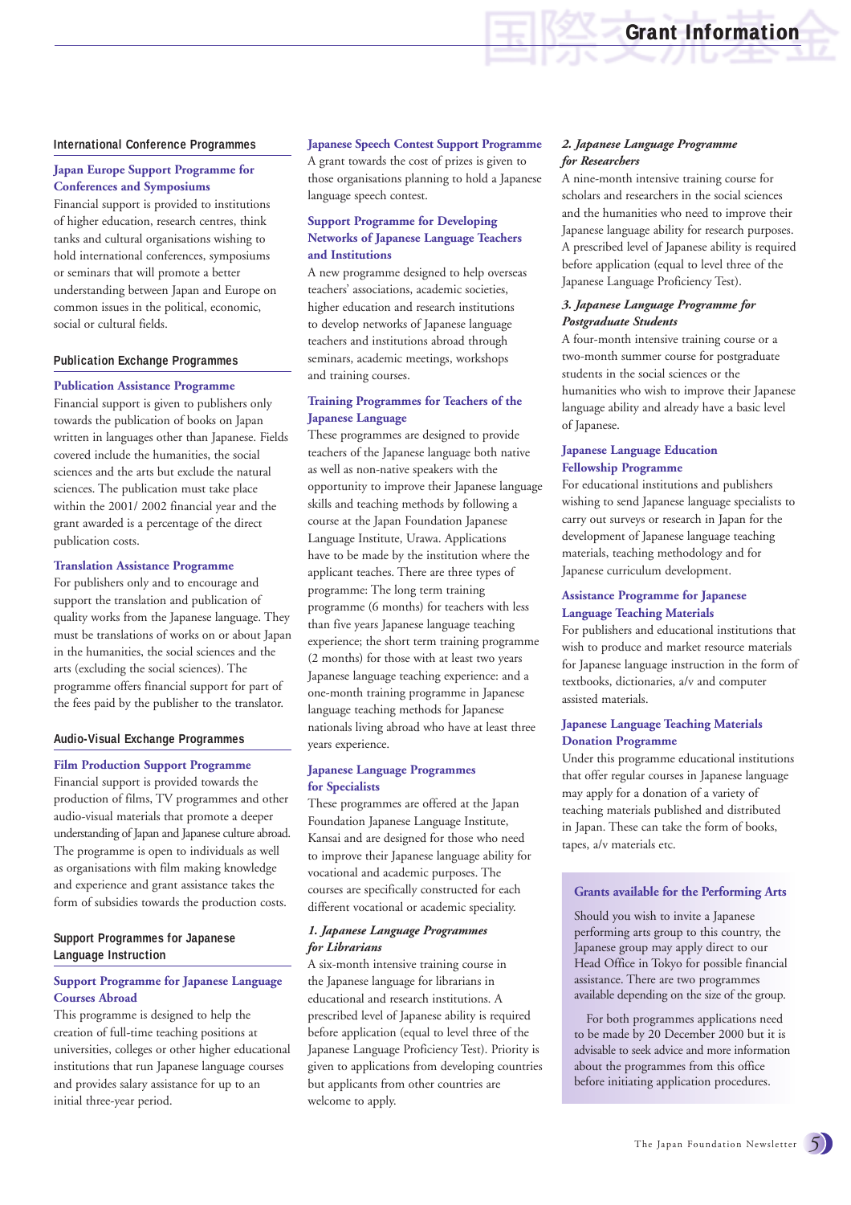# Grant Information

## International Conference Programmes

### Japan Europe Support Programme for Conferences and Symposiums

Financial support is provided to institutions of higher education, research centres, think tanks and cultural organisations wishing to hold international conferences, symposiums or seminars that will promote a better understanding between Japan and Europe on common issues in the political, economic, social or cultural fields.

## Publication Exchange Programmes

### Publication Assistance Programme

Financial support is given to publishers only towards the publication of books on Japan written in languages other than Japanese. Fields covered include the humanities, the social sciences and the arts but exclude the natural sciences. The publication must take place within the 2001/ 2002 financial year and the grant awarded is a percentage of the direct publication costs.

### Translation Assistance Programme

For publishers only and to encourage and support the translation and publication of quality works from the Japanese language. They must be translations of works on or about Japan in the humanities, the social sciences and the arts (excluding the social sciences). The programme offers financial support for part of the fees paid by the publisher to the translator.

## Audio-Visual Exchange Programmes

### Film Production Support Programme

Financial support is provided towards the production of films, TV programmes and other audio-visual materials that promote a deeper understanding of Japan and Japanese culture abroad. The programme is open to individuals as well as organisations with film making knowledge and experience and grant assistance takes the form of subsidies towards the production costs.

## Support Programmes for Japanese Language Instruction

### Support Programme for Japanese Language Courses Abroad

This programme is designed to help the creation of full-time teaching positions at universities, colleges or other higher educational institutions that run Japanese language courses and provides salary assistance for up to an initial three-year period.

### Japanese Speech Contest Support Programme

A grant towards the cost of prizes is given to those organisations planning to hold a Japanese language speech contest.

### Support Programme for Developing Networks of Japanese Language Teachers and Institutions

A new programme designed to help overseas teachers' associations, academic societies, higher education and research institutions to develop networks of Japanese language teachers and institutions abroad through seminars, academic meetings, workshops and training courses.

### Training Programmes for Teachers of the Japanese Language

These programmes are designed to provide teachers of the Japanese language both native as well as non-native speakers with the opportunity to improve their Japanese language skills and teaching methods by following a course at the Japan Foundation Japanese Language Institute, Urawa. Applications have to be made by the institution where the applicant teaches. There are three types of programme: The long term training programme (6 months) for teachers with less than five years Japanese language teaching experience; the short term training programme (2 months) for those with at least two years Japanese language teaching experience: and a one-month training programme in Japanese language teaching methods for Japanese nationals living abroad who have at least three years experience.

### Japanese Language Programmes for Specialists

These programmes are offered at the Japan Foundation Japanese Language Institute, Kansai and are designed for those who need to improve their Japanese language ability for vocational and academic purposes. The courses are specifically constructed for each different vocational or academic speciality.

#### *1. Japanese Language Programmes for Librarians*

A six-month intensive training course in the Japanese language for librarians in educational and research institutions. A prescribed level of Japanese ability is required before application (equal to level three of the Japanese Language Proficiency Test). Priority is given to applications from developing countries but applicants from other countries are welcome to apply.

#### *2. Japanese Language Programme for Researchers*

A nine-month intensive training course for scholars and researchers in the social sciences and the humanities who need to improve their Japanese language ability for research purposes. A prescribed level of Japanese ability is required before application (equal to level three of the Japanese Language Proficiency Test).

#### *3. Japanese Language Programme for Postgraduate Students*

A four-month intensive training course or a two-month summer course for postgraduate students in the social sciences or the humanities who wish to improve their Japanese language ability and already have a basic level of Japanese.

### Japanese Language Education Fellowship Programme

For educational institutions and publishers wishing to send Japanese language specialists to carry out surveys or research in Japan for the development of Japanese language teaching materials, teaching methodology and for Japanese curriculum development.

### Assistance Programme for Japanese Language Teaching Materials

For publishers and educational institutions that wish to produce and market resource materials for Japanese language instruction in the form of textbooks, dictionaries, a/v and computer assisted materials.

### Japanese Language Teaching Materials Donation Programme

Under this programme educational institutions that offer regular courses in Japanese language may apply for a donation of a variety of teaching materials published and distributed in Japan. These can take the form of books, tapes, a/v materials etc.

### Grants available for the Performing Arts

Should you wish to invite a Japanese performing arts group to this country, the Japanese group may apply direct to our Head Office in Tokyo for possible financial assistance. There are two programmes available depending on the size of the group.

For both programmes applications need to be made by 20 December 2000 but it is advisable to seek advice and more information about the programmes from this office before initiating application procedures.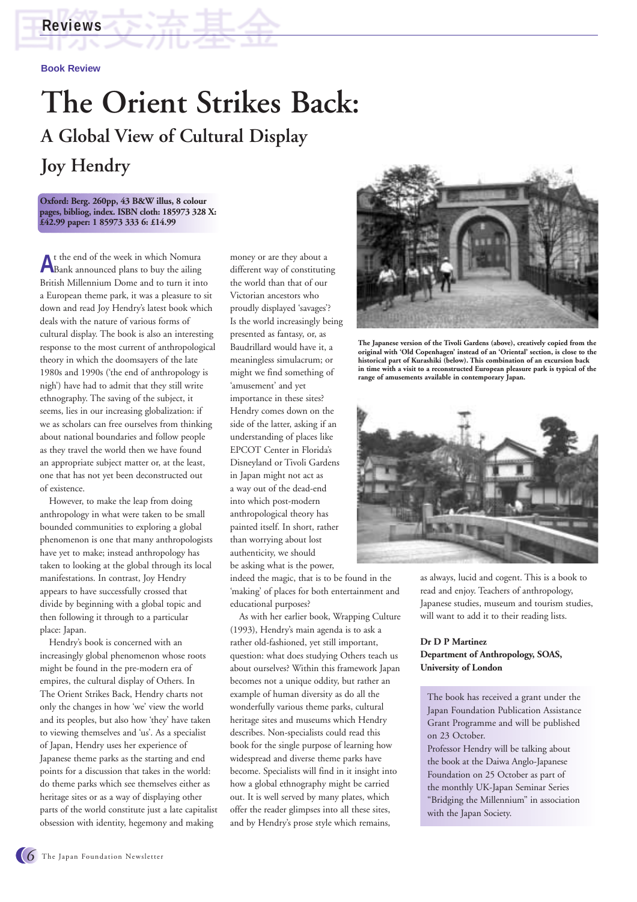Book Review

# The Orient Strikes Back:

## A Global View of Cultural Display

## Joy Hendry

**Oxford: Berg. 260pp, 43 B&W illus, 8 colour pages, bibliog, index. ISBN cloth: 185973 328 X: £42.99 paper: 1 85973 333 6: £14.99**

At the end of the week in which Nomura Bank announced plans to buy the ailing British Millennium Dome and to turn it into a European theme park, it was a pleasure to sit down and read Joy Hendry's latest book which deals with the nature of various forms of cultural display. The book is also an interesting response to the most current of anthropological theory in which the doomsayers of the late 1980s and 1990s ('the end of anthropology is nigh') have had to admit that they still write ethnography. The saving of the subject, it seems, lies in our increasing globalization: if we as scholars can free ourselves from thinking about national boundaries and follow people as they travel the world then we have found an appropriate subject matter or, at the least, one that has not yet been deconstructed out of existence.

However, to make the leap from doing anthropology in what were taken to be small bounded communities to exploring a global phenomenon is one that many anthropologists have yet to make; instead anthropology has taken to looking at the global through its local manifestations. In contrast, Joy Hendry appears to have successfully crossed that divide by beginning with a global topic and then following it through to a particular place: Japan.

Hendry's book is concerned with an increasingly global phenomenon whose roots might be found in the pre-modern era of empires, the cultural display of Others. In The Orient Strikes Back, Hendry charts not only the changes in how 'we' view the world and its peoples, but also how 'they' have taken to viewing themselves and 'us'. As a specialist of Japan, Hendry uses her experience of Japanese theme parks as the starting and end points for a discussion that takes in the world: do theme parks which see themselves either as heritage sites or as a way of displaying other parts of the world constitute just a late capitalist obsession with identity, hegemony and making money or are they about a different way of constituting the world than that of our Victorian ancestors who proudly displayed 'savages'? Is the world increasingly being presented as fantasy, or, as Baudrillard would have it, a meaningless simulacrum; or might we find something of 'amusement' and yet importance in these sites? Hendry comes down on the side of the latter, asking if an understanding of places like EPCOT Center in Florida's Disneyland or Tivoli Gardens in Japan might not act as a way out of the dead-end into which post-modern anthropological theory has painted itself. In short, rather than worrying about lost authenticity, we should be asking what is the power, indeed the magic, that is to be found in the 'making' of places for both entertainment and educational purposes?

As with her earlier book, Wrapping Culture (1993), Hendry's main agenda is to ask a rather old-fashioned, yet still important, question: what does studying Others teach us about ourselves? Within this framework Japan becomes not a unique oddity, but rather an example of human diversity as do all the wonderfully various theme parks, cultural heritage sites and museums which Hendry describes. Non-specialists could read this book for the single purpose of learning how widespread and diverse theme parks have become. Specialists will find in it insight into how a global ethnography might be carried out. It is well served by many plates, which offer the reader glimpses into all these sites, and by Hendry's prose style which remains, as always, lucid and cogent. This is a book to read and enjoy. Teachers of anthropology, Japanese studies, museum and tourism studies, will want to add it to their reading lists.

**The Japanese version of the Tivoli Gardens (above), creatively copied from the original with 'Old Copenhagen' instead of an 'Oriental' section, is close to the historical part of Kurashiki (below). This combination of an excursion back in time with a visit to a reconstructed European pleasure park is typical of the range of amusements available in contemporary Japan.**

**Dr D P Martinez**
**Department of Anthropology, SOAS, University of London**

The book has received a grant under the Japan Foundation Publication Assistance Grant Programme and will be published on 23 October.
Professor Hendry will be talking about the book at the Daiwa Anglo-Japanese Foundation on 25 October as part of the monthly UK-Japan Seminar Series "Bridging the Millennium" in association with the Japan Society.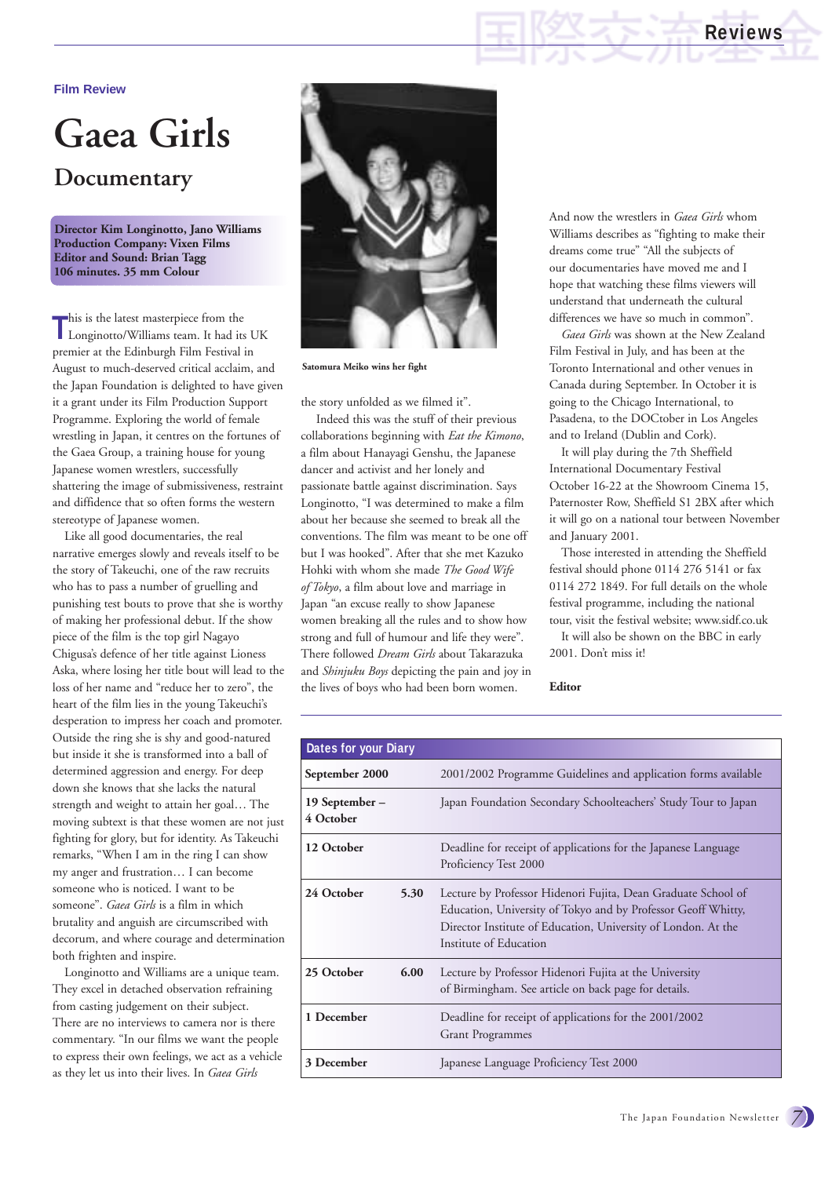Film Review

# Gaea Girls

## Documentary

**Director Kim Longinotto, Jano Williams**
**Production Company: Vixen Films**
**Editor and Sound: Brian Tagg**
**106 minutes. 35 mm Colour**

This is the latest masterpiece from the Longinotto/Williams team. It had its UK premier at the Edinburgh Film Festival in August to much-deserved critical acclaim, and the Japan Foundation is delighted to have given it a grant under its Film Production Support Programme. Exploring the world of female wrestling in Japan, it centres on the fortunes of the Gaea Group, a training house for young Japanese women wrestlers, successfully shattering the image of submissiveness, restraint and diffidence that so often forms the western stereotype of Japanese women.

Like all good documentaries, the real narrative emerges slowly and reveals itself to be the story of Takeuchi, one of the raw recruits who has to pass a number of gruelling and punishing test bouts to prove that she is worthy of making her professional debut. If the show piece of the film is the top girl Nagayo Chigusa's defence of her title against Lioness Aska, where losing her title bout will lead to the loss of her name and "reduce her to zero", the heart of the film lies in the young Takeuchi's desperation to impress her coach and promoter. Outside the ring she is shy and good-natured but inside it she is transformed into a ball of determined aggression and energy. For deep down she knows that she lacks the natural strength and weight to attain her goal… The moving subtext is that these women are not just fighting for glory, but for identity. As Takeuchi remarks, "When I am in the ring I can show my anger and frustration… I can become someone who is noticed. I want to be someone". *Gaea Girls* is a film in which brutality and anguish are circumscribed with decorum, and where courage and determination both frighten and inspire.

Longinotto and Williams are a unique team. They excel in detached observation refraining from casting judgement on their subject. There are no interviews to camera nor is there commentary. "In our films we want the people to express their own feelings, we act as a vehicle as they let us into their lives. In *Gaea Girls* the story unfolded as we filmed it".

Satomura Meiko wins her fight

Indeed this was the stuff of their previous collaborations beginning with *Eat the Kimono*, a film about Hanayagi Genshu, the Japanese dancer and activist and her lonely and passionate battle against discrimination. Says Longinotto, "I was determined to make a film about her because she seemed to break all the conventions. The film was meant to be one off but I was hooked". After that she met Kazuko Hohki with whom she made *The Good Wife of Tokyo*, a film about love and marriage in Japan "an excuse really to show Japanese women breaking all the rules and to show how strong and full of humour and life they were". There followed *Dream Girls* about Takarazuka and *Shinjuku Boys* depicting the pain and joy in the lives of boys who had been born women.

And now the wrestlers in *Gaea Girls* whom Williams describes as "fighting to make their dreams come true" "All the subjects of our documentaries have moved me and I hope that watching these films viewers will understand that underneath the cultural differences we have so much in common".

*Gaea Girls* was shown at the New Zealand Film Festival in July, and has been at the Toronto International and other venues in Canada during September. In October it is going to the Chicago International, to Pasadena, to the DOCtober in Los Angeles and to Ireland (Dublin and Cork).

It will play during the 7th Sheffield International Documentary Festival October 16-22 at the Showroom Cinema 15, Paternoster Row, Sheffield S1 2BX after which it will go on a national tour between November and January 2001.

Those interested in attending the Sheffield festival should phone 0114 276 5141 or fax 0114 272 1849. For full details on the whole festival programme, including the national tour, visit the festival website; www.sidf.co.uk

It will also be shown on the BBC in early 2001. Don't miss it!

**Editor**

## Dates for your Diary

| Date | Time | Event |
|---|---|---|
| **September 2000** | | 2001/2002 Programme Guidelines and application forms available |
| **19 September – 4 October** | | Japan Foundation Secondary Schoolteachers' Study Tour to Japan |
| **12 October** | | Deadline for receipt of applications for the Japanese Language Proficiency Test 2000 |
| **24 October** | **5.30** | Lecture by Professor Hidenori Fujita, Dean Graduate School of Education, University of Tokyo and by Professor Geoff Whitty, Director Institute of Education, University of London. At the Institute of Education |
| **25 October** | **6.00** | Lecture by Professor Hidenori Fujita at the University of Birmingham. See article on back page for details. |
| **1 December** | | Deadline for receipt of applications for the 2001/2002 Grant Programmes |
| **3 December** | | Japanese Language Proficiency Test 2000 |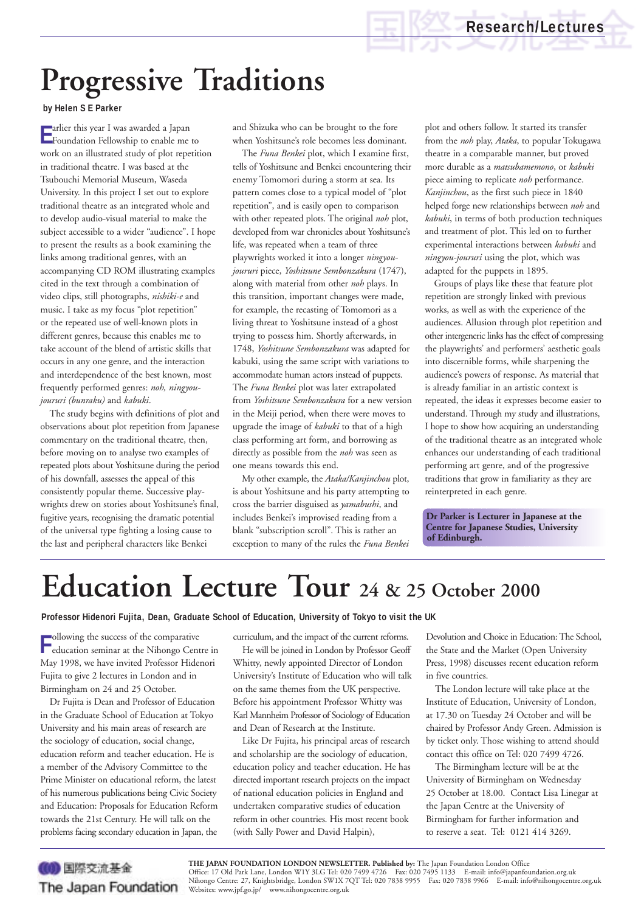# Progressive Traditions

**by Helen S E Parker**

Earlier this year I was awarded a Japan Foundation Fellowship to enable me to work on an illustrated study of plot repetition in traditional theatre. I was based at the Tsubouchi Memorial Museum, Waseda University. In this project I set out to explore traditional theatre as an integrated whole and to develop audio-visual material to make the subject accessible to a wider "audience". I hope to present the results as a book examining the links among traditional genres, with an accompanying CD ROM illustrating examples cited in the text through a combination of video clips, still photographs, *nishiki-e* and music. I take as my focus "plot repetition" or the repeated use of well-known plots in different genres, because this enables me to take account of the blend of artistic skills that occurs in any one genre, and the interaction and interdependence of the best known, most frequently performed genres: *noh, ningyou-joururi (bunraku)* and *kabuki*.

The study begins with definitions of plot and observations about plot repetition from Japanese commentary on the traditional theatre, then, before moving on to analyse two examples of repeated plots about Yoshitsune during the period of his downfall, assesses the appeal of this consistently popular theme. Successive playwrights drew on stories about Yoshitsune's final, fugitive years, recognising the dramatic potential of the universal type fighting a losing cause to the last and peripheral characters like Benkei and Shizuka who can be brought to the fore when Yoshitsune's role becomes less dominant.

The *Funa Benkei* plot, which I examine first, tells of Yoshitsune and Benkei encountering their enemy Tomomori during a storm at sea. Its pattern comes close to a typical model of "plot repetition", and is easily open to comparison with other repeated plots. The original *noh* plot, developed from war chronicles about Yoshitsune's life, was repeated when a team of three playwrights worked it into a longer *ningyou-joururi* piece, *Yoshitsune Sembonzakura* (1747), along with material from other *noh* plays. In this transition, important changes were made, for example, the recasting of Tomomori as a living threat to Yoshitsune instead of a ghost trying to possess him. Shortly afterwards, in 1748, *Yoshitsune Sembonzakura* was adapted for kabuki, using the same script with variations to accommodate human actors instead of puppets. The *Funa Benkei* plot was later extrapolated from *Yoshitsune Sembonzakura* for a new version in the Meiji period, when there were moves to upgrade the image of *kabuki* to that of a high class performing art form, and borrowing as directly as possible from the *noh* was seen as one means towards this end.

My other example, the *Ataka/Kanjinchou* plot, is about Yoshitsune and his party attempting to cross the barrier disguised as *yamabushi*, and includes Benkei's improvised reading from a blank "subscription scroll". This is rather an exception to many of the rules the *Funa Benkei* plot and others follow. It started its transfer from the *noh* play, *Ataka*, to popular Tokugawa theatre in a comparable manner, but proved more durable as a *matsubamemono*, or *kabuki* piece aiming to replicate *noh* performance. *Kanjinchou*, as the first such piece in 1840 helped forge new relationships between *noh* and *kabuki*, in terms of both production techniques and treatment of plot. This led on to further experimental interactions between *kabuki* and *ningyou-joururi* using the plot, which was adapted for the puppets in 1895.

Groups of plays like these that feature plot repetition are strongly linked with previous works, as well as with the experience of the audiences. Allusion through plot repetition and other intergeneric links has the effect of compressing the playwrights' and performers' aesthetic goals into discernible forms, while sharpening the audience's powers of response. As material that is already familiar in an artistic context is repeated, the ideas it expresses become easier to understand. Through my study and illustrations, I hope to show how acquiring an understanding of the traditional theatre as an integrated whole enhances our understanding of each traditional performing art genre, and of the progressive traditions that grow in familiarity as they are reinterpreted in each genre.

**Dr Parker is Lecturer in Japanese at the Centre for Japanese Studies, University of Edinburgh.**

# Education Lecture Tour 24 & 25 October 2000

**Professor Hidenori Fujita, Dean, Graduate School of Education, University of Tokyo to visit the UK**

Following the success of the comparative education seminar at the Nihongo Centre in May 1998, we have invited Professor Hidenori Fujita to give 2 lectures in London and in Birmingham on 24 and 25 October.

Dr Fujita is Dean and Professor of Education in the Graduate School of Education at Tokyo University and his main areas of research are the sociology of education, social change, education reform and teacher education. He is a member of the Advisory Committee to the Prime Minister on educational reform, the latest of his numerous publications being Civic Society and Education: Proposals for Education Reform towards the 21st Century. He will talk on the problems facing secondary education in Japan, the curriculum, and the impact of the current reforms.

He will be joined in London by Professor Geoff Whitty, newly appointed Director of London University's Institute of Education who will talk on the same themes from the UK perspective. Before his appointment Professor Whitty was Karl Mannheim Professor of Sociology of Education and Dean of Research at the Institute.

Like Dr Fujita, his principal areas of research and scholarship are the sociology of education, education policy and teacher education. He has directed important research projects on the impact of national education policies in England and undertaken comparative studies of education reform in other countries. His most recent book (with Sally Power and David Halpin), Devolution and Choice in Education: The School, the State and the Market (Open University Press, 1998) discusses recent education reform in five countries.

The London lecture will take place at the Institute of Education, University of London, at 17.30 on Tuesday 24 October and will be chaired by Professor Andy Green. Admission is by ticket only. Those wishing to attend should contact this office on Tel: 020 7499 4726.

The Birmingham lecture will be at the University of Birmingham on Wednesday 25 October at 18.00. Contact Lisa Linegar at the Japan Centre at the University of Birmingham for further information and to reserve a seat. Tel: 0121 414 3269.

国際交流基金 The Japan Foundation

**THE JAPAN FOUNDATION LONDON NEWSLETTER. Published by:** The Japan Foundation London Office
Office: 17 Old Park Lane, London W1Y 3LG Tel: 020 7499 4726 Fax: 020 7495 1133 E-mail: info@japanfoundation.org.uk
Nihongo Centre: 27, Knightsbridge, London SW1X 7QT Tel: 020 7838 9955 Fax: 020 7838 9966 E-mail: info@nihongocentre.org.uk
Websites: www.jpf.go.jp/ www.nihongocentre.org.uk